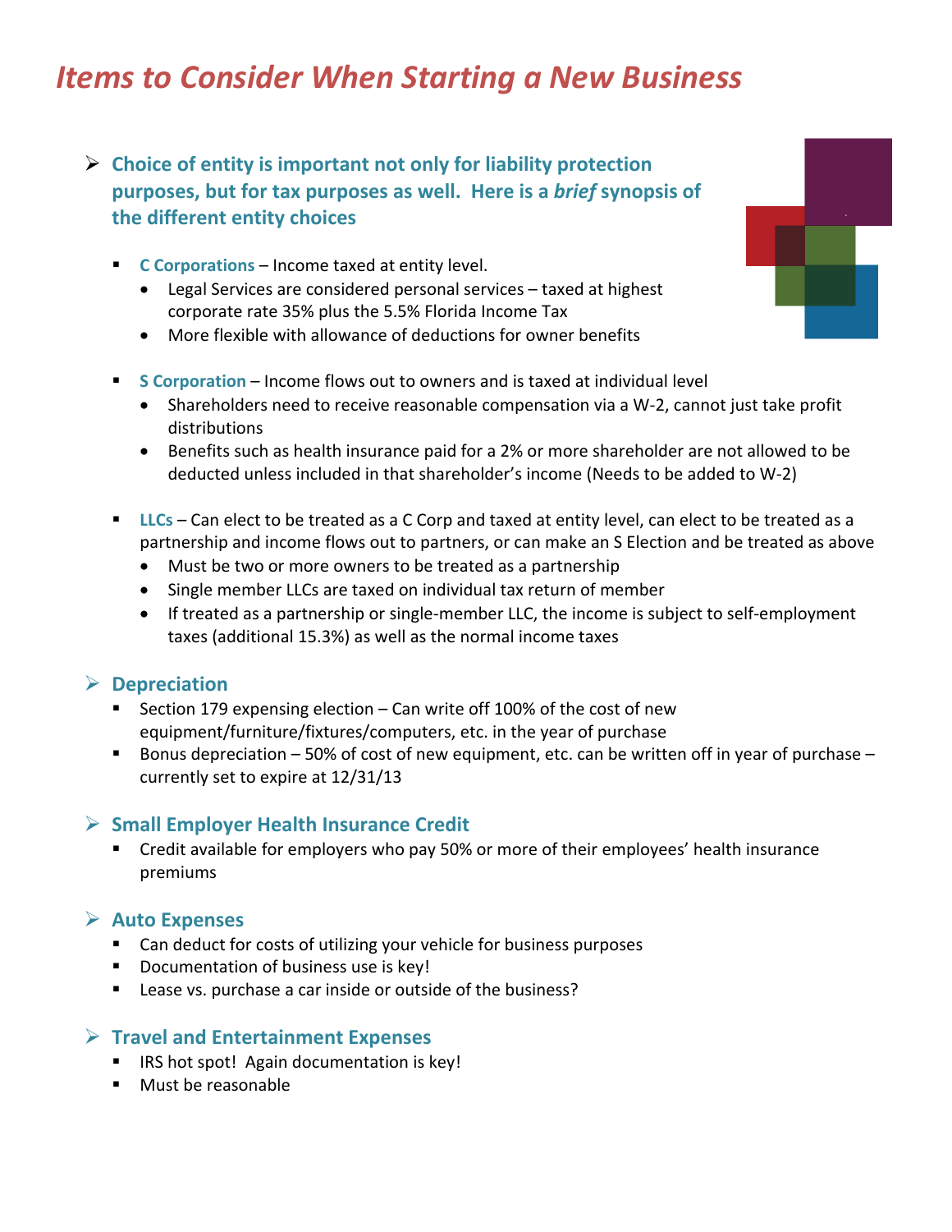# *Items to Consider When Starting a New Business*

- **Choice of entity is important not only for liability protection purposes, but for tax purposes as well. Here is a *brief* synopsis of the different entity choices**

  - **C Corporations** – Income taxed at entity level.
    - Legal Services are considered personal services – taxed at highest corporate rate 35% plus the 5.5% Florida Income Tax
    - More flexible with allowance of deductions for owner benefits

  - **S Corporation** – Income flows out to owners and is taxed at individual level
    - Shareholders need to receive reasonable compensation via a W-2, cannot just take profit distributions
    - Benefits such as health insurance paid for a 2% or more shareholder are not allowed to be deducted unless included in that shareholder's income (Needs to be added to W-2)

  - **LLCs** – Can elect to be treated as a C Corp and taxed at entity level, can elect to be treated as a partnership and income flows out to partners, or can make an S Election and be treated as above
    - Must be two or more owners to be treated as a partnership
    - Single member LLCs are taxed on individual tax return of member
    - If treated as a partnership or single-member LLC, the income is subject to self-employment taxes (additional 15.3%) as well as the normal income taxes

- **Depreciation**
  - Section 179 expensing election – Can write off 100% of the cost of new equipment/furniture/fixtures/computers, etc. in the year of purchase
  - Bonus depreciation – 50% of cost of new equipment, etc. can be written off in year of purchase – currently set to expire at 12/31/13

- **Small Employer Health Insurance Credit**
  - Credit available for employers who pay 50% or more of their employees' health insurance premiums

- **Auto Expenses**
  - Can deduct for costs of utilizing your vehicle for business purposes
  - Documentation of business use is key!
  - Lease vs. purchase a car inside or outside of the business?

- **Travel and Entertainment Expenses**
  - IRS hot spot! Again documentation is key!
  - Must be reasonable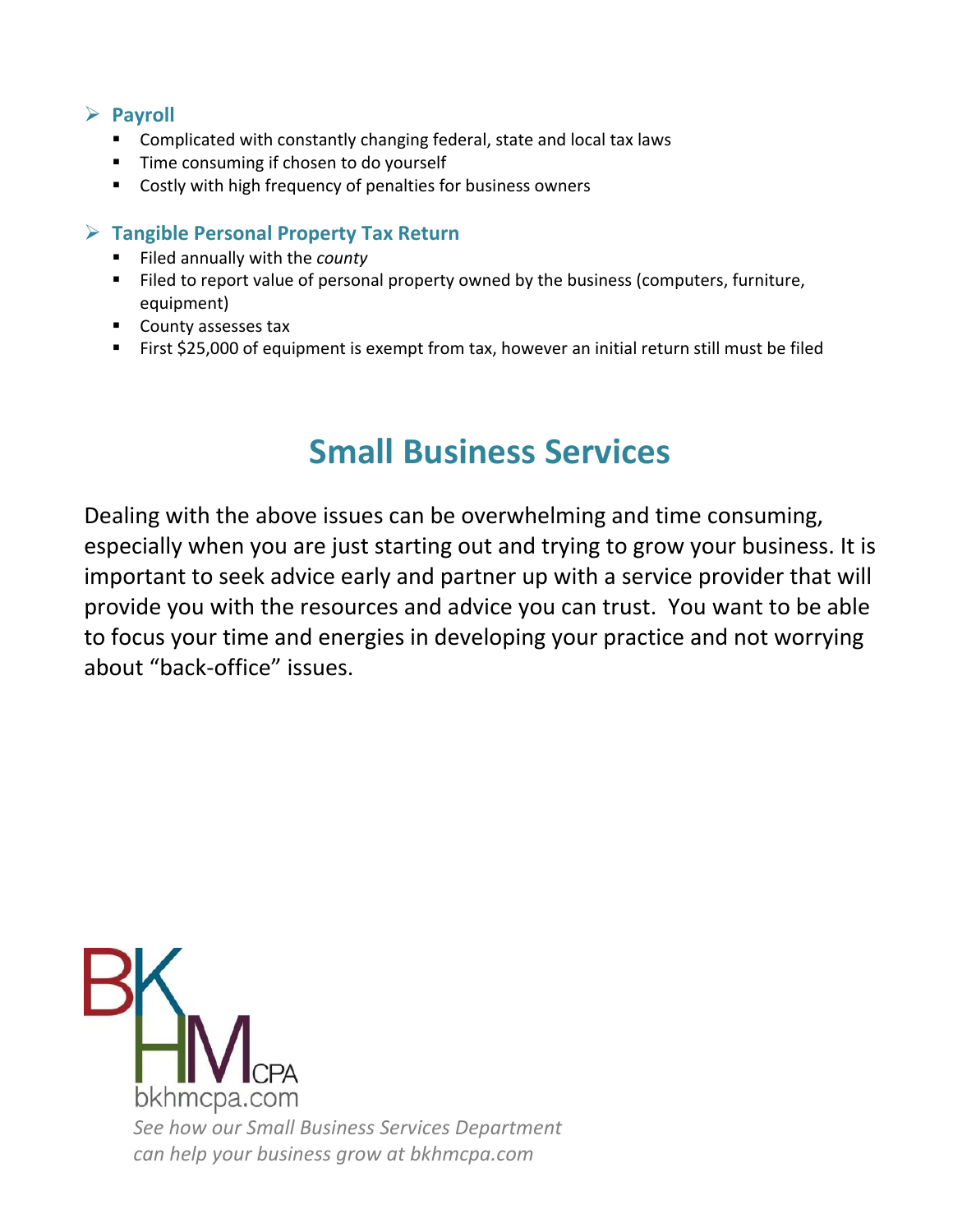- **Payroll**
  - Complicated with constantly changing federal, state and local tax laws
  - Time consuming if chosen to do yourself
  - Costly with high frequency of penalties for business owners

- **Tangible Personal Property Tax Return**
  - Filed annually with the *county*
  - Filed to report value of personal property owned by the business (computers, furniture, equipment)
  - County assesses tax
  - First $25,000 of equipment is exempt from tax, however an initial return still must be filed

# Small Business Services

Dealing with the above issues can be overwhelming and time consuming, especially when you are just starting out and trying to grow your business. It is important to seek advice early and partner up with a service provider that will provide you with the resources and advice you can trust. You want to be able to focus your time and energies in developing your practice and not worrying about "back-office" issues.

BKHM CPA
bkhmcpa.com

*See how our Small Business Services Department can help your business grow at bkhmcpa.com*